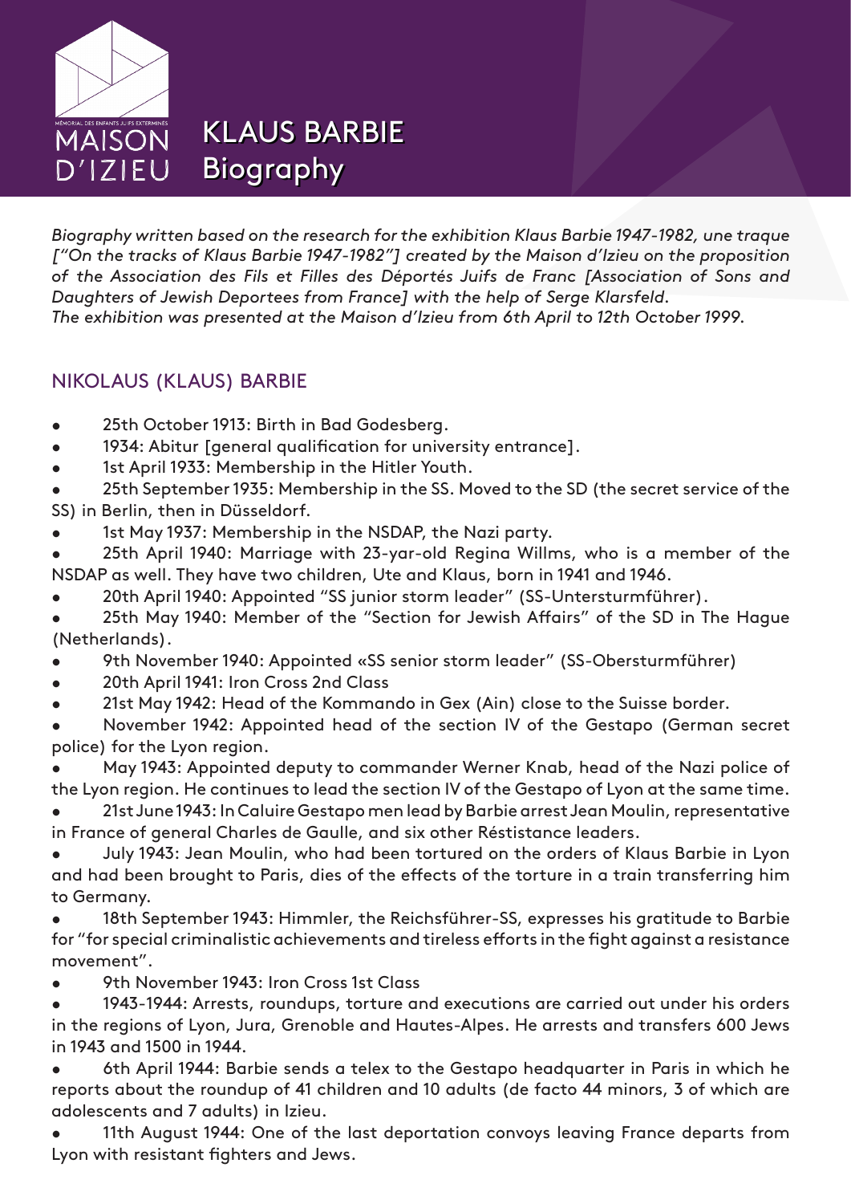MÉMORIAL DES ENFANTS JUIFS EXTERMINÉS
MAISON D'IZIEU

# KLAUS BARBIE Biography

*Biography written based on the research for the exhibition Klaus Barbie 1947-1982, une traque ["On the tracks of Klaus Barbie 1947-1982"] created by the Maison d'Izieu on the proposition of the Association des Fils et Filles des Déportés Juifs de Franc [Association of Sons and Daughters of Jewish Deportees from France] with the help of Serge Klarsfeld.*
*The exhibition was presented at the Maison d'Izieu from 6th April to 12th October 1999.*

## NIKOLAUS (KLAUS) BARBIE

- 25th October 1913: Birth in Bad Godesberg.
- 1934: Abitur [general qualification for university entrance].
- 1st April 1933: Membership in the Hitler Youth.
- 25th September 1935: Membership in the SS. Moved to the SD (the secret service of the SS) in Berlin, then in Düsseldorf.
- 1st May 1937: Membership in the NSDAP, the Nazi party.
- 25th April 1940: Marriage with 23-yar-old Regina Willms, who is a member of the NSDAP as well. They have two children, Ute and Klaus, born in 1941 and 1946.
- 20th April 1940: Appointed "SS junior storm leader" (SS-Untersturmführer).
- 25th May 1940: Member of the "Section for Jewish Affairs" of the SD in The Hague (Netherlands).
- 9th November 1940: Appointed «SS senior storm leader" (SS-Obersturmführer)
- 20th April 1941: Iron Cross 2nd Class
- 21st May 1942: Head of the Kommando in Gex (Ain) close to the Suisse border.
- November 1942: Appointed head of the section IV of the Gestapo (German secret police) for the Lyon region.
- May 1943: Appointed deputy to commander Werner Knab, head of the Nazi police of the Lyon region. He continues to lead the section IV of the Gestapo of Lyon at the same time.
- 21st June 1943: In Caluire Gestapo men lead by Barbie arrest Jean Moulin, representative in France of general Charles de Gaulle, and six other Réstistance leaders.
- July 1943: Jean Moulin, who had been tortured on the orders of Klaus Barbie in Lyon and had been brought to Paris, dies of the effects of the torture in a train transferring him to Germany.
- 18th September 1943: Himmler, the Reichsführer-SS, expresses his gratitude to Barbie for "for special criminalistic achievements and tireless efforts in the fight against a resistance movement".
- 9th November 1943: Iron Cross 1st Class
- 1943-1944: Arrests, roundups, torture and executions are carried out under his orders in the regions of Lyon, Jura, Grenoble and Hautes-Alpes. He arrests and transfers 600 Jews in 1943 and 1500 in 1944.
- 6th April 1944: Barbie sends a telex to the Gestapo headquarter in Paris in which he reports about the roundup of 41 children and 10 adults (de facto 44 minors, 3 of which are adolescents and 7 adults) in Izieu.
- 11th August 1944: One of the last deportation convoys leaving France departs from Lyon with resistant fighters and Jews.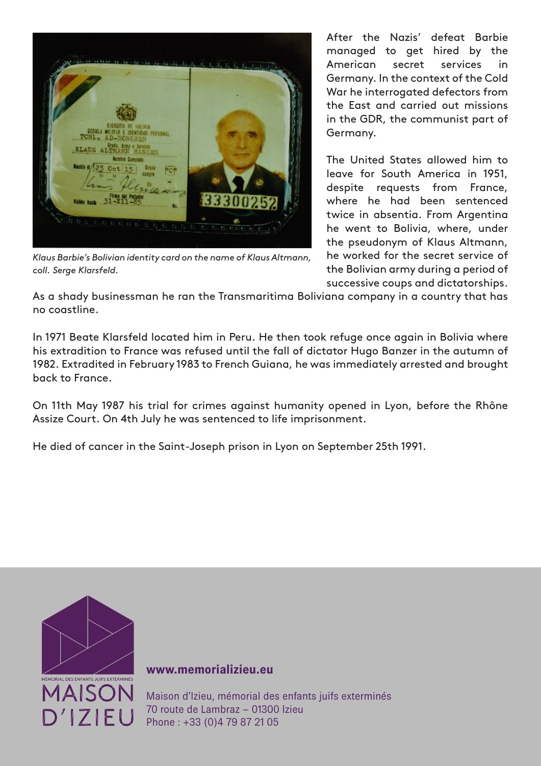*Klaus Barbie's Bolivian identity card on the name of Klaus Altmann, coll. Serge Klarsfeld.*

After the Nazis' defeat Barbie managed to get hired by the American secret services in Germany. In the context of the Cold War he interrogated defectors from the East and carried out missions in the GDR, the communist part of Germany.

The United States allowed him to leave for South America in 1951, despite requests from France, where he had been sentenced twice in absentia. From Argentina he went to Bolivia, where, under the pseudonym of Klaus Altmann, he worked for the secret service of the Bolivian army during a period of successive coups and dictatorships. As a shady businessman he ran the Transmaritima Boliviana company in a country that has no coastline.

In 1971 Beate Klarsfeld located him in Peru. He then took refuge once again in Bolivia where his extradition to France was refused until the fall of dictator Hugo Banzer in the autumn of 1982. Extradited in February 1983 to French Guiana, he was immediately arrested and brought back to France.

On 11th May 1987 his trial for crimes against humanity opened in Lyon, before the Rhône Assize Court. On 4th July he was sentenced to life imprisonment.

He died of cancer in the Saint-Joseph prison in Lyon on September 25th 1991.

MÉMORIAL DES ENFANTS JUIFS EXTERMINÉS
MAISON D'IZIEU

**www.memorializieu.eu**

Maison d'Izieu, mémorial des enfants juifs exterminés
70 route de Lambraz – 01300 Izieu
Phone : +33 (0)4 79 87 21 05